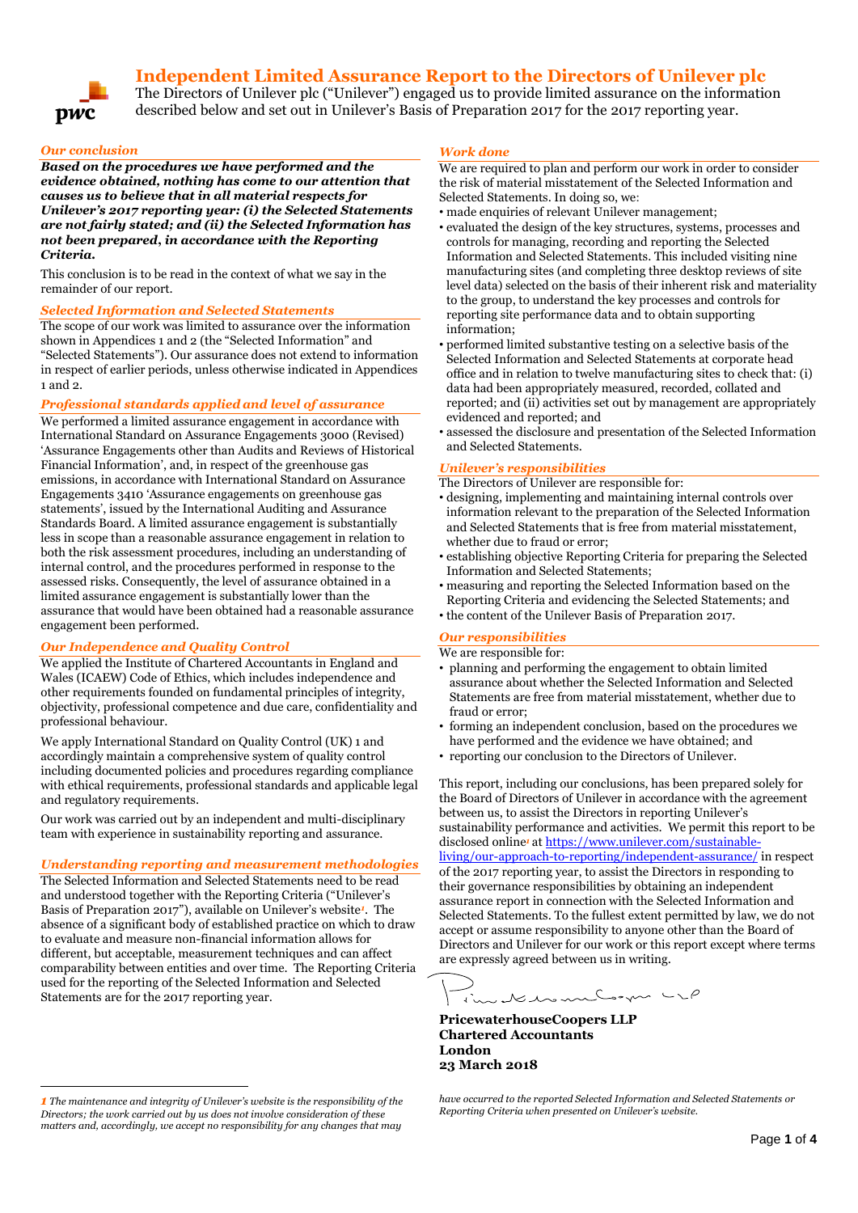# Independent Limited Assurance Report to the Directors of Unilever plc

The Directors of Unilever plc ("Unilever") engaged us to provide limited assurance on the information described below and set out in Unilever's Basis of Preparation 2017 for the 2017 reporting year.

### *Our conclusion*

***Based on the procedures we have performed and the evidence obtained, nothing has come to our attention that causes us to believe that in all material respects for Unilever's 2017 reporting year: (i) the Selected Statements are not fairly stated; and (ii) the Selected Information has not been prepared, in accordance with the Reporting Criteria.***

This conclusion is to be read in the context of what we say in the remainder of our report.

### *Selected Information and Selected Statements*

The scope of our work was limited to assurance over the information shown in Appendices 1 and 2 (the "Selected Information" and "Selected Statements"). Our assurance does not extend to information in respect of earlier periods, unless otherwise indicated in Appendices 1 and 2.

### *Professional standards applied and level of assurance*

We performed a limited assurance engagement in accordance with International Standard on Assurance Engagements 3000 (Revised) 'Assurance Engagements other than Audits and Reviews of Historical Financial Information', and, in respect of the greenhouse gas emissions, in accordance with International Standard on Assurance Engagements 3410 'Assurance engagements on greenhouse gas statements', issued by the International Auditing and Assurance Standards Board. A limited assurance engagement is substantially less in scope than a reasonable assurance engagement in relation to both the risk assessment procedures, including an understanding of internal control, and the procedures performed in response to the assessed risks. Consequently, the level of assurance obtained in a limited assurance engagement is substantially lower than the assurance that would have been obtained had a reasonable assurance engagement been performed.

### *Our Independence and Quality Control*

We applied the Institute of Chartered Accountants in England and Wales (ICAEW) Code of Ethics, which includes independence and other requirements founded on fundamental principles of integrity, objectivity, professional competence and due care, confidentiality and professional behaviour.

We apply International Standard on Quality Control (UK) 1 and accordingly maintain a comprehensive system of quality control including documented policies and procedures regarding compliance with ethical requirements, professional standards and applicable legal and regulatory requirements.

Our work was carried out by an independent and multi-disciplinary team with experience in sustainability reporting and assurance.

### *Understanding reporting and measurement methodologies*

The Selected Information and Selected Statements need to be read and understood together with the Reporting Criteria ("Unilever's Basis of Preparation 2017"), available on Unilever's website[1]. The absence of a significant body of established practice on which to draw to evaluate and measure non-financial information allows for different, but acceptable, measurement techniques and can affect comparability between entities and over time. The Reporting Criteria used for the reporting of the Selected Information and Selected Statements are for the 2017 reporting year.

### *Work done*

We are required to plan and perform our work in order to consider the risk of material misstatement of the Selected Information and Selected Statements. In doing so, we:

- made enquiries of relevant Unilever management;
- evaluated the design of the key structures, systems, processes and controls for managing, recording and reporting the Selected Information and Selected Statements. This included visiting nine manufacturing sites (and completing three desktop reviews of site level data) selected on the basis of their inherent risk and materiality to the group, to understand the key processes and controls for reporting site performance data and to obtain supporting information;
- performed limited substantive testing on a selective basis of the Selected Information and Selected Statements at corporate head office and in relation to twelve manufacturing sites to check that: (i) data had been appropriately measured, recorded, collated and reported; and (ii) activities set out by management are appropriately evidenced and reported; and
- assessed the disclosure and presentation of the Selected Information and Selected Statements.

### *Unilever's responsibilities*

The Directors of Unilever are responsible for:

- designing, implementing and maintaining internal controls over information relevant to the preparation of the Selected Information and Selected Statements that is free from material misstatement, whether due to fraud or error;
- establishing objective Reporting Criteria for preparing the Selected Information and Selected Statements;
- measuring and reporting the Selected Information based on the Reporting Criteria and evidencing the Selected Statements; and
- the content of the Unilever Basis of Preparation 2017.

### *Our responsibilities*

We are responsible for:

- planning and performing the engagement to obtain limited assurance about whether the Selected Information and Selected Statements are free from material misstatement, whether due to fraud or error;
- forming an independent conclusion, based on the procedures we have performed and the evidence we have obtained; and
- reporting our conclusion to the Directors of Unilever.

This report, including our conclusions, has been prepared solely for the Board of Directors of Unilever in accordance with the agreement between us, to assist the Directors in reporting Unilever's sustainability performance and activities. We permit this report to be disclosed online[1] at https://www.unilever.com/sustainable-living/our-approach-to-reporting/independent-assurance/ in respect of the 2017 reporting year, to assist the Directors in responding to their governance responsibilities by obtaining an independent assurance report in connection with the Selected Information and Selected Statements. To the fullest extent permitted by law, we do not accept or assume responsibility to anyone other than the Board of Directors and Unilever for our work or this report except where terms are expressly agreed between us in writing.

**PricewaterhouseCoopers LLP**
**Chartered Accountants**
**London**
**23 March 2018**

---

*[1] The maintenance and integrity of Unilever's website is the responsibility of the Directors; the work carried out by us does not involve consideration of these matters and, accordingly, we accept no responsibility for any changes that may have occurred to the reported Selected Information and Selected Statements or Reporting Criteria when presented on Unilever's website.*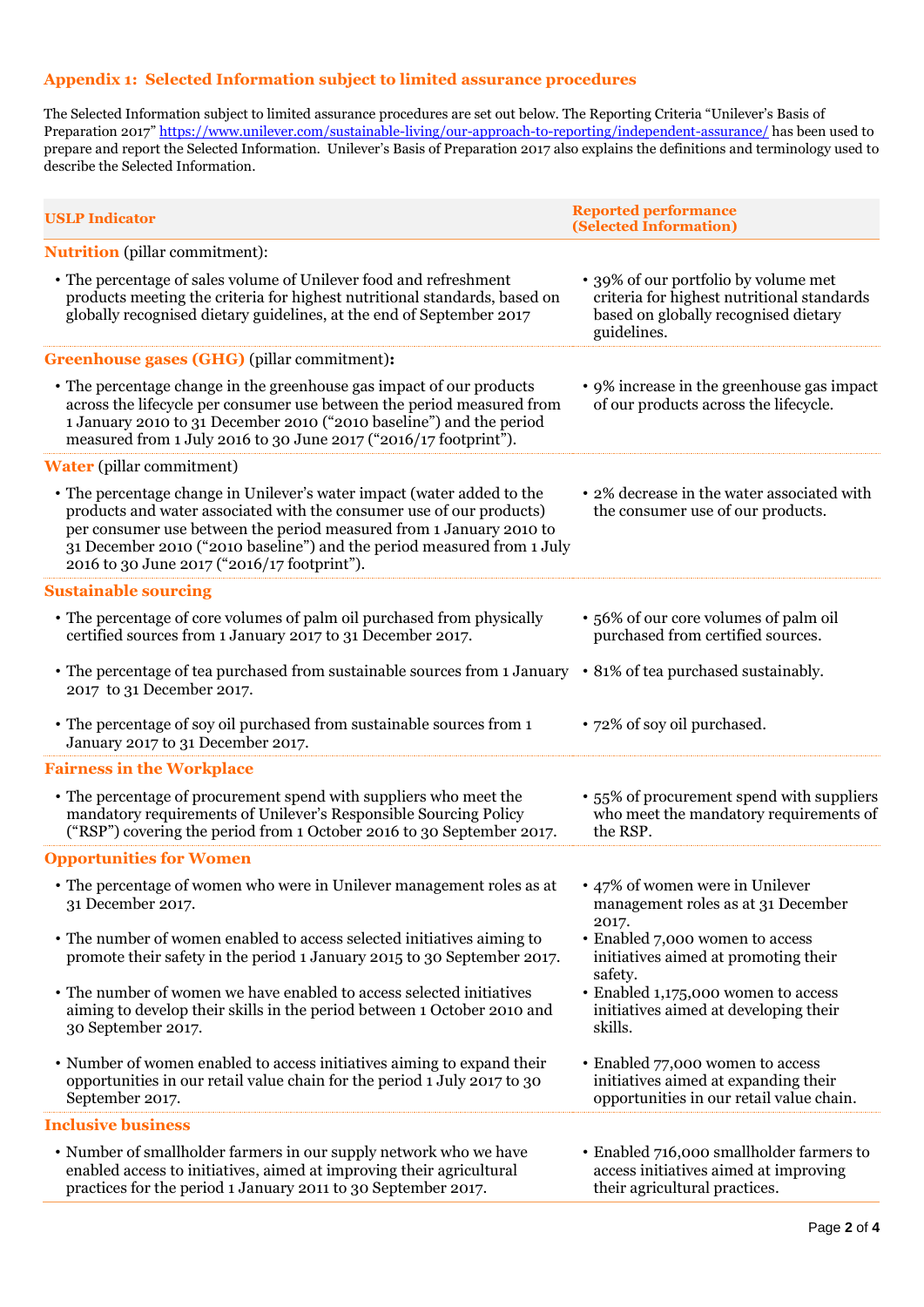## Appendix 1: Selected Information subject to limited assurance procedures

The Selected Information subject to limited assurance procedures are set out below. The Reporting Criteria "Unilever's Basis of Preparation 2017" https://www.unilever.com/sustainable-living/our-approach-to-reporting/independent-assurance/ has been used to prepare and report the Selected Information. Unilever's Basis of Preparation 2017 also explains the definitions and terminology used to describe the Selected Information.

| USLP Indicator | Reported performance (Selected Information) |
|---|---|
| **Nutrition** (pillar commitment): | |
| • The percentage of sales volume of Unilever food and refreshment products meeting the criteria for highest nutritional standards, based on globally recognised dietary guidelines, at the end of September 2017 | • 39% of our portfolio by volume met criteria for highest nutritional standards based on globally recognised dietary guidelines. |
| **Greenhouse gases (GHG)** (pillar commitment): | |
| • The percentage change in the greenhouse gas impact of our products across the lifecycle per consumer use between the period measured from 1 January 2010 to 31 December 2010 ("2010 baseline") and the period measured from 1 July 2016 to 30 June 2017 ("2016/17 footprint"). | • 9% increase in the greenhouse gas impact of our products across the lifecycle. |
| **Water** (pillar commitment) | |
| • The percentage change in Unilever's water impact (water added to the products and water associated with the consumer use of our products) per consumer use between the period measured from 1 January 2010 to 31 December 2010 ("2010 baseline") and the period measured from 1 July 2016 to 30 June 2017 ("2016/17 footprint"). | • 2% decrease in the water associated with the consumer use of our products. |
| **Sustainable sourcing** | |
| • The percentage of core volumes of palm oil purchased from physically certified sources from 1 January 2017 to 31 December 2017. | • 56% of our core volumes of palm oil purchased from certified sources. |
| • The percentage of tea purchased from sustainable sources from 1 January 2017 to 31 December 2017. | • 81% of tea purchased sustainably. |
| • The percentage of soy oil purchased from sustainable sources from 1 January 2017 to 31 December 2017. | • 72% of soy oil purchased. |
| **Fairness in the Workplace** | |
| • The percentage of procurement spend with suppliers who meet the mandatory requirements of Unilever's Responsible Sourcing Policy ("RSP") covering the period from 1 October 2016 to 30 September 2017. | • 55% of procurement spend with suppliers who meet the mandatory requirements of the RSP. |
| **Opportunities for Women** | |
| • The percentage of women who were in Unilever management roles as at 31 December 2017. | • 47% of women were in Unilever management roles as at 31 December 2017. |
| • The number of women enabled to access selected initiatives aiming to promote their safety in the period 1 January 2015 to 30 September 2017. | • Enabled 7,000 women to access initiatives aimed at promoting their safety. |
| • The number of women we have enabled to access selected initiatives aiming to develop their skills in the period between 1 October 2010 and 30 September 2017. | • Enabled 1,175,000 women to access initiatives aimed at developing their skills. |
| • Number of women enabled to access initiatives aiming to expand their opportunities in our retail value chain for the period 1 July 2017 to 30 September 2017. | • Enabled 77,000 women to access initiatives aimed at expanding their opportunities in our retail value chain. |
| **Inclusive business** | |
| • Number of smallholder farmers in our supply network who we have enabled access to initiatives, aimed at improving their agricultural practices for the period 1 January 2011 to 30 September 2017. | • Enabled 716,000 smallholder farmers to access initiatives aimed at improving their agricultural practices. |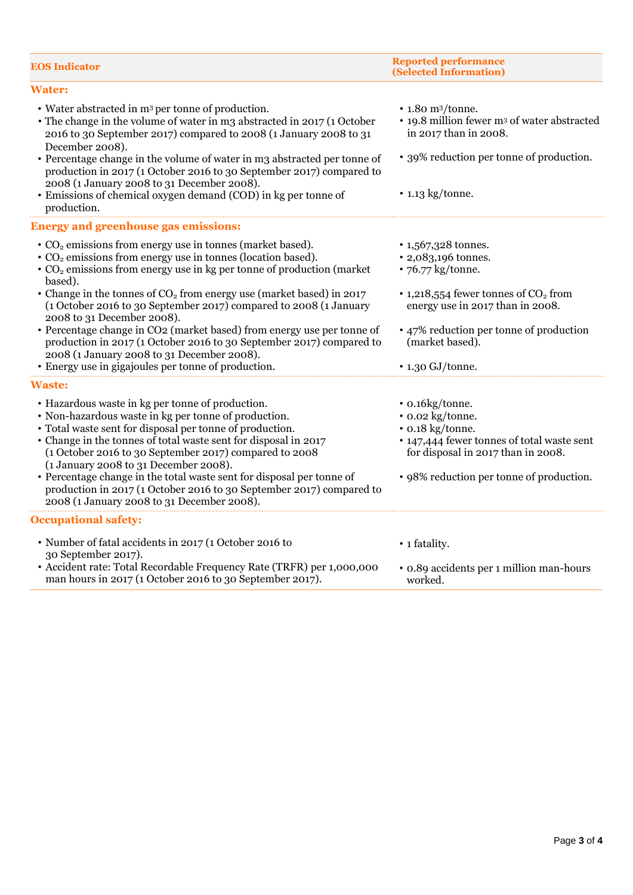| EOS Indicator | Reported performance (Selected Information) |
|---|---|
| **Water:** | |
| • Water abstracted in m³ per tonne of production. | • 1.80 m³/tonne. |
| • The change in the volume of water in m3 abstracted in 2017 (1 October 2016 to 30 September 2017) compared to 2008 (1 January 2008 to 31 December 2008). | • 19.8 million fewer m³ of water abstracted in 2017 than in 2008. |
| • Percentage change in the volume of water in m3 abstracted per tonne of production in 2017 (1 October 2016 to 30 September 2017) compared to 2008 (1 January 2008 to 31 December 2008). | • 39% reduction per tonne of production. |
| • Emissions of chemical oxygen demand (COD) in kg per tonne of production. | • 1.13 kg/tonne. |
| **Energy and greenhouse gas emissions:** | |
| • $CO_2$ emissions from energy use in tonnes (market based). | • 1,567,328 tonnes. |
| • $CO_2$ emissions from energy use in tonnes (location based). | • 2,083,196 tonnes. |
| • $CO_2$ emissions from energy use in kg per tonne of production (market based). | • 76.77 kg/tonne. |
| • Change in the tonnes of $CO_2$ from energy use (market based) in 2017 (1 October 2016 to 30 September 2017) compared to 2008 (1 January 2008 to 31 December 2008). | • 1,218,554 fewer tonnes of $CO_2$ from energy use in 2017 than in 2008. |
| • Percentage change in CO2 (market based) from energy use per tonne of production in 2017 (1 October 2016 to 30 September 2017) compared to 2008 (1 January 2008 to 31 December 2008). | • 47% reduction per tonne of production (market based). |
| • Energy use in gigajoules per tonne of production. | • 1.30 GJ/tonne. |
| **Waste:** | |
| • Hazardous waste in kg per tonne of production. | • 0.16kg/tonne. |
| • Non-hazardous waste in kg per tonne of production. | • 0.02 kg/tonne. |
| • Total waste sent for disposal per tonne of production. | • 0.18 kg/tonne. |
| • Change in the tonnes of total waste sent for disposal in 2017 (1 October 2016 to 30 September 2017) compared to 2008 (1 January 2008 to 31 December 2008). | • 147,444 fewer tonnes of total waste sent for disposal in 2017 than in 2008. |
| • Percentage change in the total waste sent for disposal per tonne of production in 2017 (1 October 2016 to 30 September 2017) compared to 2008 (1 January 2008 to 31 December 2008). | • 98% reduction per tonne of production. |
| **Occupational safety:** | |
| • Number of fatal accidents in 2017 (1 October 2016 to 30 September 2017). | • 1 fatality. |
| • Accident rate: Total Recordable Frequency Rate (TRFR) per 1,000,000 man hours in 2017 (1 October 2016 to 30 September 2017). | • 0.89 accidents per 1 million man-hours worked. |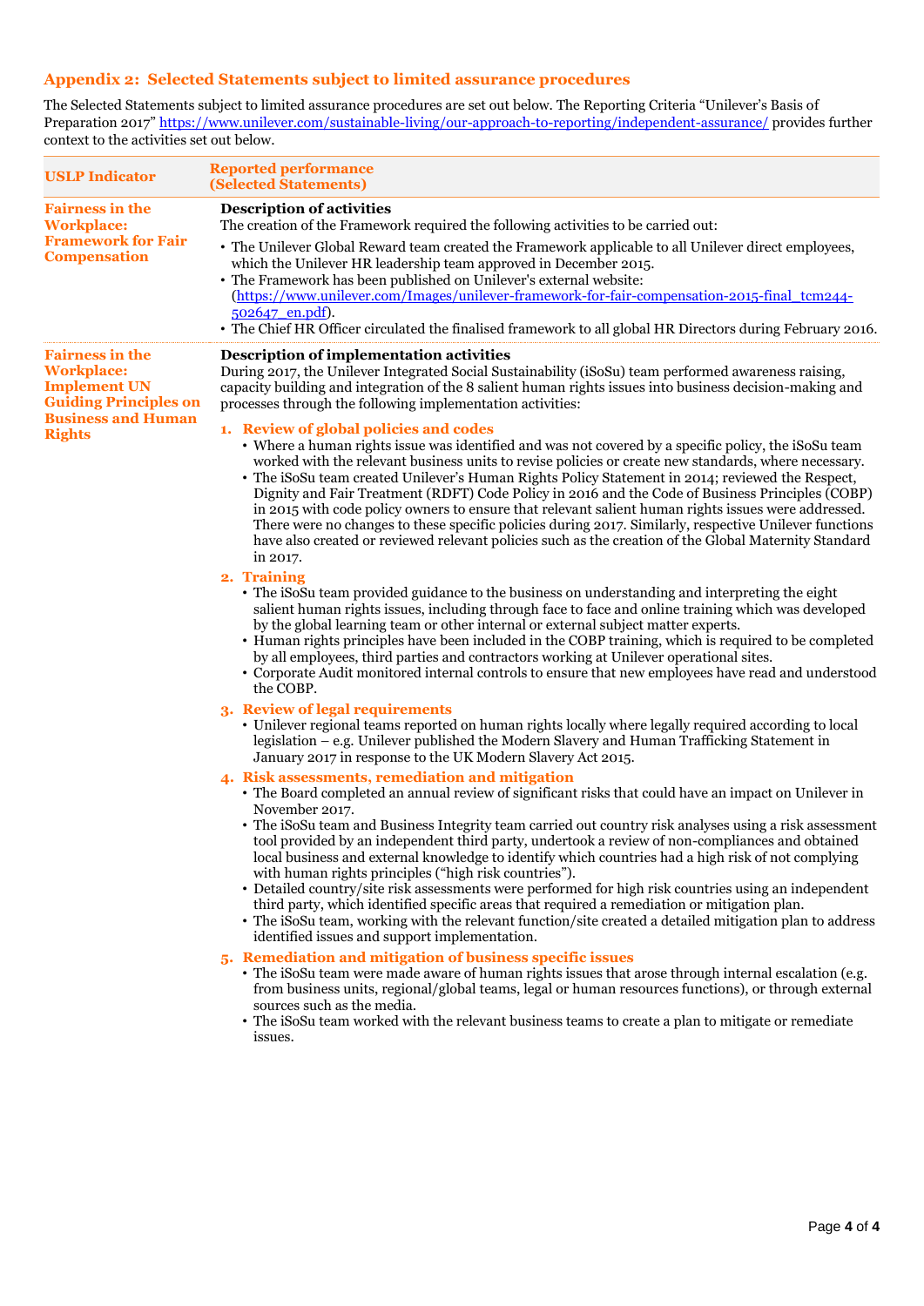## Appendix 2: Selected Statements subject to limited assurance procedures

The Selected Statements subject to limited assurance procedures are set out below. The Reporting Criteria "Unilever's Basis of Preparation 2017" https://www.unilever.com/sustainable-living/our-approach-to-reporting/independent-assurance/ provides further context to the activities set out below.

| USLP Indicator | Reported performance (Selected Statements) |
|---|---|
| **Fairness in the Workplace: Framework for Fair Compensation** | **Description of activities**<br>The creation of the Framework required the following activities to be carried out:<br>• The Unilever Global Reward team created the Framework applicable to all Unilever direct employees, which the Unilever HR leadership team approved in December 2015.<br>• The Framework has been published on Unilever's external website: (https://www.unilever.com/Images/unilever-framework-for-fair-compensation-2015-final_tcm244-502647_en.pdf).<br>• The Chief HR Officer circulated the finalised framework to all global HR Directors during February 2016. |
| **Fairness in the Workplace: Implement UN Guiding Principles on Business and Human Rights** | **Description of implementation activities**<br>During 2017, the Unilever Integrated Social Sustainability (iSoSu) team performed awareness raising, capacity building and integration of the 8 salient human rights issues into business decision-making and processes through the following implementation activities:<br>**1. Review of global policies and codes**<br>• Where a human rights issue was identified and was not covered by a specific policy, the iSoSu team worked with the relevant business units to revise policies or create new standards, where necessary.<br>• The iSoSu team created Unilever's Human Rights Policy Statement in 2014; reviewed the Respect, Dignity and Fair Treatment (RDFT) Code Policy in 2016 and the Code of Business Principles (COBP) in 2015 with code policy owners to ensure that relevant salient human rights issues were addressed. There were no changes to these specific policies during 2017. Similarly, respective Unilever functions have also created or reviewed relevant policies such as the creation of the Global Maternity Standard in 2017.<br>**2. Training**<br>• The iSoSu team provided guidance to the business on understanding and interpreting the eight salient human rights issues, including through face to face and online training which was developed by the global learning team or other internal or external subject matter experts.<br>• Human rights principles have been included in the COBP training, which is required to be completed by all employees, third parties and contractors working at Unilever operational sites.<br>• Corporate Audit monitored internal controls to ensure that new employees have read and understood the COBP.<br>**3. Review of legal requirements**<br>• Unilever regional teams reported on human rights locally where legally required according to local legislation – e.g. Unilever published the Modern Slavery and Human Trafficking Statement in January 2017 in response to the UK Modern Slavery Act 2015.<br>**4. Risk assessments, remediation and mitigation**<br>• The Board completed an annual review of significant risks that could have an impact on Unilever in November 2017.<br>• The iSoSu team and Business Integrity team carried out country risk analyses using a risk assessment tool provided by an independent third party, undertook a review of non-compliances and obtained local business and external knowledge to identify which countries had a high risk of not complying with human rights principles ("high risk countries").<br>• Detailed country/site risk assessments were performed for high risk countries using an independent third party, which identified specific areas that required a remediation or mitigation plan.<br>• The iSoSu team, working with the relevant function/site created a detailed mitigation plan to address identified issues and support implementation.<br>**5. Remediation and mitigation of business specific issues**<br>• The iSoSu team were made aware of human rights issues that arose through internal escalation (e.g. from business units, regional/global teams, legal or human resources functions), or through external sources such as the media.<br>• The iSoSu team worked with the relevant business teams to create a plan to mitigate or remediate issues. |